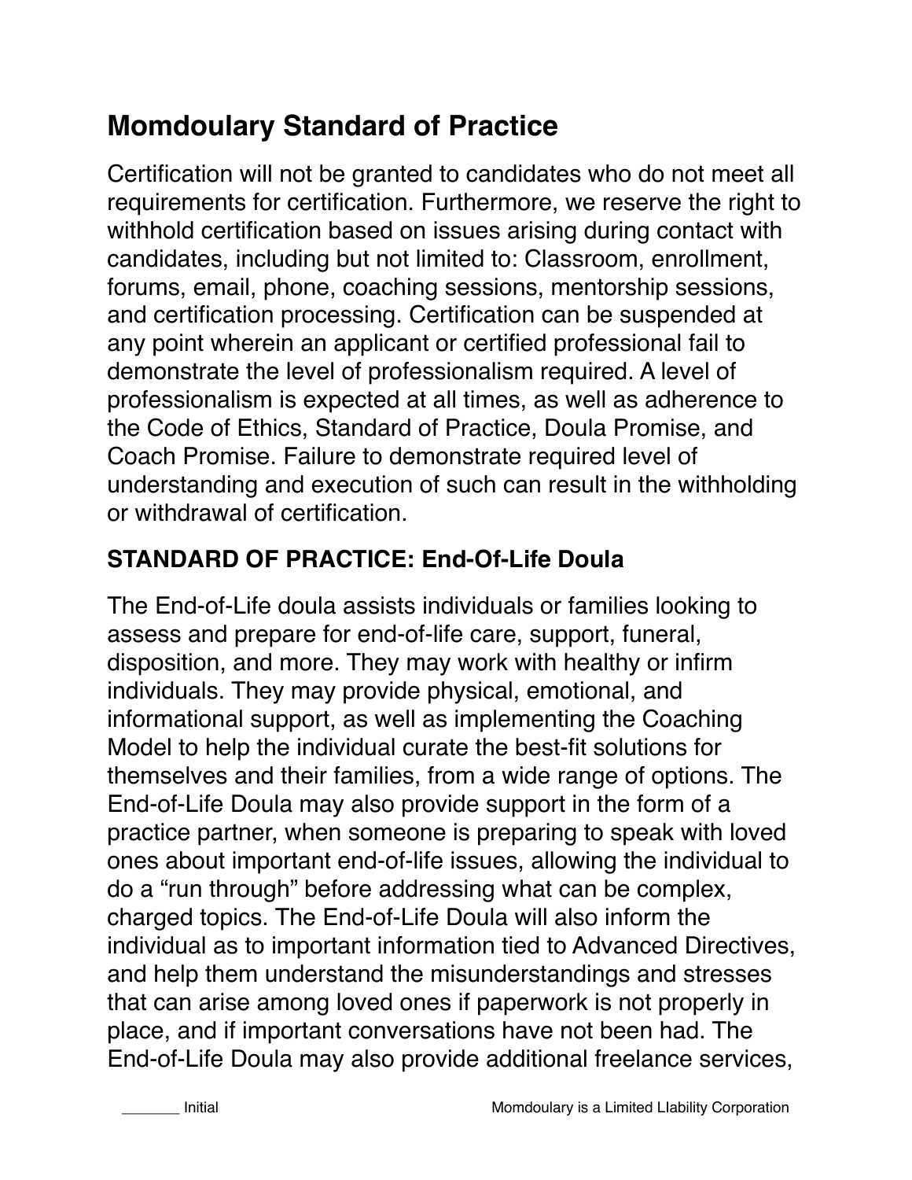# Momdoulary Standard of Practice

Certification will not be granted to candidates who do not meet all requirements for certification. Furthermore, we reserve the right to withhold certification based on issues arising during contact with candidates, including but not limited to: Classroom, enrollment, forums, email, phone, coaching sessions, mentorship sessions, and certification processing. Certification can be suspended at any point wherein an applicant or certified professional fail to demonstrate the level of professionalism required. A level of professionalism is expected at all times, as well as adherence to the Code of Ethics, Standard of Practice, Doula Promise, and Coach Promise. Failure to demonstrate required level of understanding and execution of such can result in the withholding or withdrawal of certification.

## STANDARD OF PRACTICE: End-Of-Life Doula

The End-of-Life doula assists individuals or families looking to assess and prepare for end-of-life care, support, funeral, disposition, and more. They may work with healthy or infirm individuals. They may provide physical, emotional, and informational support, as well as implementing the Coaching Model to help the individual curate the best-fit solutions for themselves and their families, from a wide range of options. The End-of-Life Doula may also provide support in the form of a practice partner, when someone is preparing to speak with loved ones about important end-of-life issues, allowing the individual to do a "run through" before addressing what can be complex, charged topics. The End-of-Life Doula will also inform the individual as to important information tied to Advanced Directives, and help them understand the misunderstandings and stresses that can arise among loved ones if paperwork is not properly in place, and if important conversations have not been had. The End-of-Life Doula may also provide additional freelance services,

_______ Initial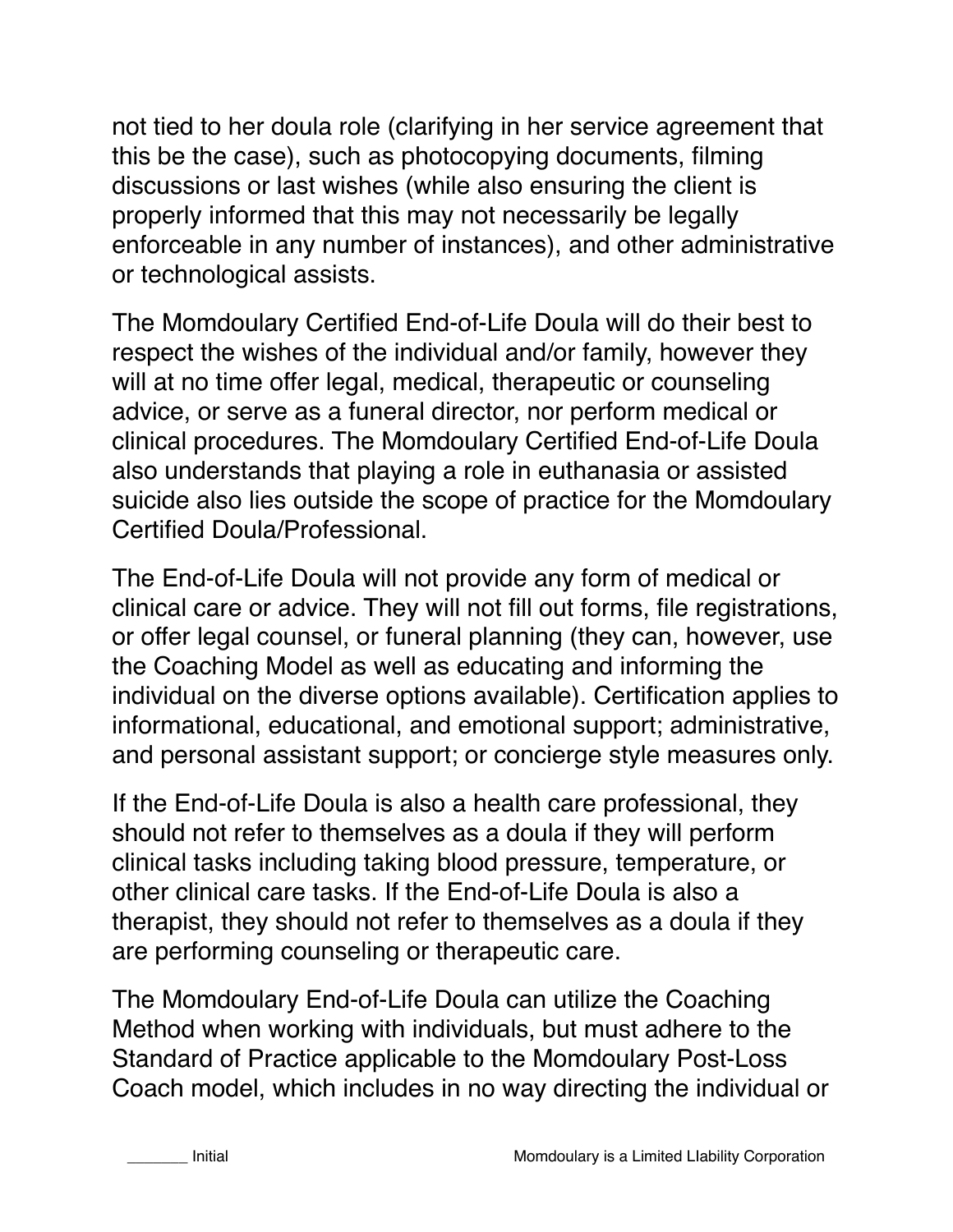not tied to her doula role (clarifying in her service agreement that this be the case), such as photocopying documents, filming discussions or last wishes (while also ensuring the client is properly informed that this may not necessarily be legally enforceable in any number of instances), and other administrative or technological assists.

The Momdoulary Certified End-of-Life Doula will do their best to respect the wishes of the individual and/or family, however they will at no time offer legal, medical, therapeutic or counseling advice, or serve as a funeral director, nor perform medical or clinical procedures. The Momdoulary Certified End-of-Life Doula also understands that playing a role in euthanasia or assisted suicide also lies outside the scope of practice for the Momdoulary Certified Doula/Professional.

The End-of-Life Doula will not provide any form of medical or clinical care or advice. They will not fill out forms, file registrations, or offer legal counsel, or funeral planning (they can, however, use the Coaching Model as well as educating and informing the individual on the diverse options available). Certification applies to informational, educational, and emotional support; administrative, and personal assistant support; or concierge style measures only.

If the End-of-Life Doula is also a health care professional, they should not refer to themselves as a doula if they will perform clinical tasks including taking blood pressure, temperature, or other clinical care tasks. If the End-of-Life Doula is also a therapist, they should not refer to themselves as a doula if they are performing counseling or therapeutic care.

The Momdoulary End-of-Life Doula can utilize the Coaching Method when working with individuals, but must adhere to the Standard of Practice applicable to the Momdoulary Post-Loss Coach model, which includes in no way directing the individual or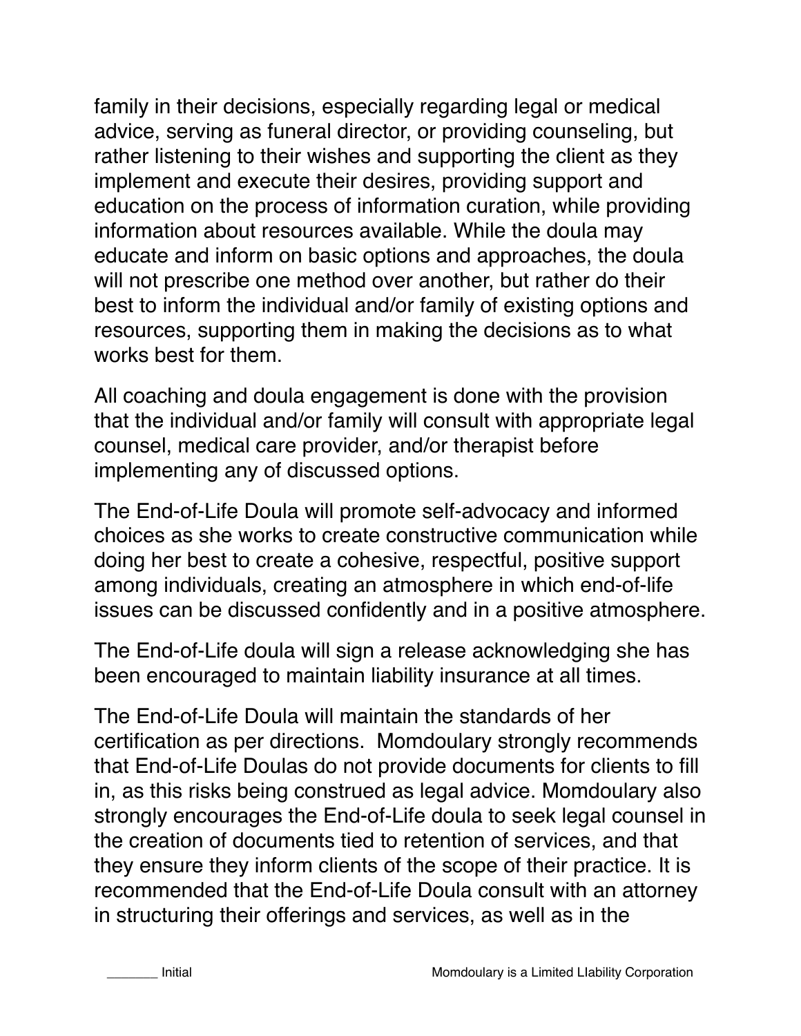family in their decisions, especially regarding legal or medical advice, serving as funeral director, or providing counseling, but rather listening to their wishes and supporting the client as they implement and execute their desires, providing support and education on the process of information curation, while providing information about resources available. While the doula may educate and inform on basic options and approaches, the doula will not prescribe one method over another, but rather do their best to inform the individual and/or family of existing options and resources, supporting them in making the decisions as to what works best for them.

All coaching and doula engagement is done with the provision that the individual and/or family will consult with appropriate legal counsel, medical care provider, and/or therapist before implementing any of discussed options.

The End-of-Life Doula will promote self-advocacy and informed choices as she works to create constructive communication while doing her best to create a cohesive, respectful, positive support among individuals, creating an atmosphere in which end-of-life issues can be discussed confidently and in a positive atmosphere.

The End-of-Life doula will sign a release acknowledging she has been encouraged to maintain liability insurance at all times.

The End-of-Life Doula will maintain the standards of her certification as per directions. Momdoulary strongly recommends that End-of-Life Doulas do not provide documents for clients to fill in, as this risks being construed as legal advice. Momdoulary also strongly encourages the End-of-Life doula to seek legal counsel in the creation of documents tied to retention of services, and that they ensure they inform clients of the scope of their practice. It is recommended that the End-of-Life Doula consult with an attorney in structuring their offerings and services, as well as in the

_______ Initial

Momdoulary is a Limited LIability Corporation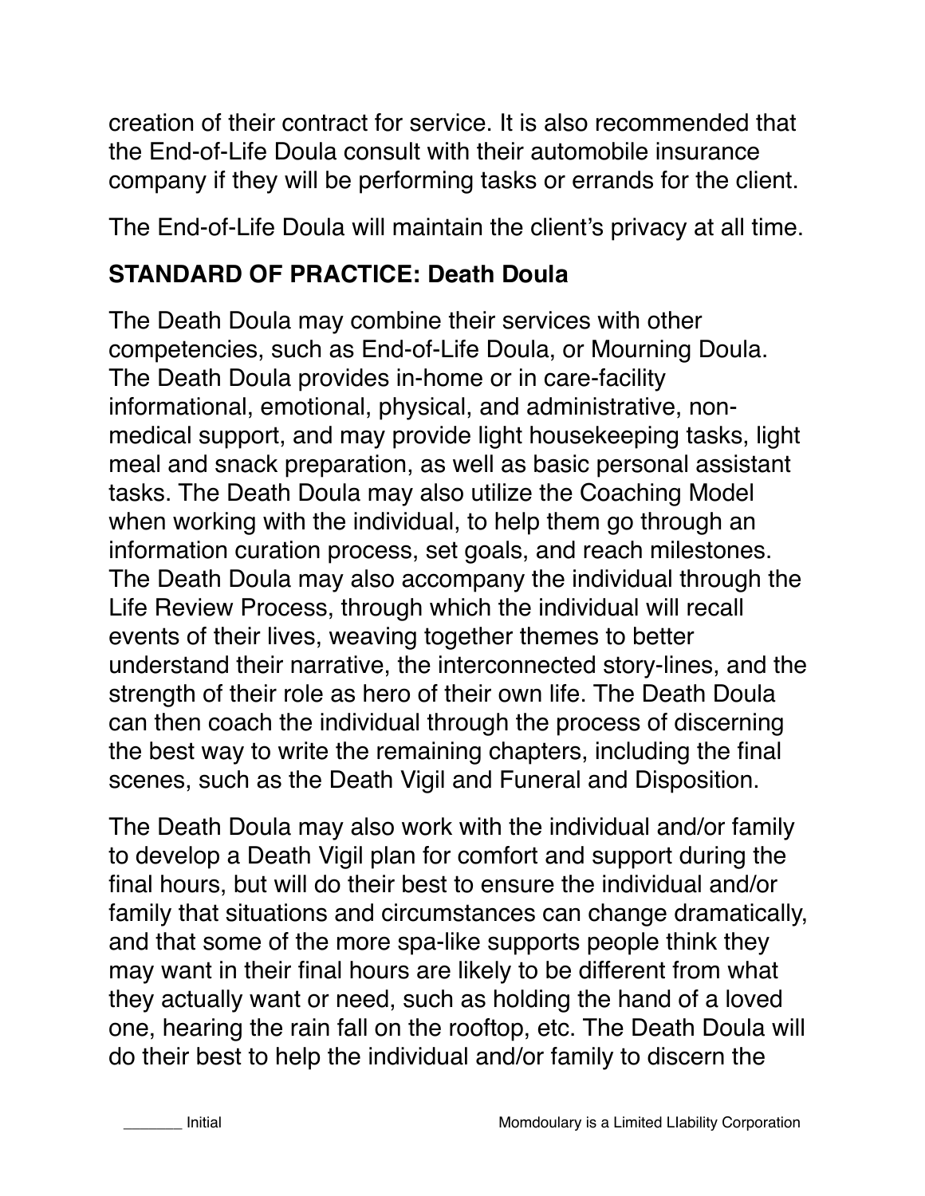creation of their contract for service. It is also recommended that the End-of-Life Doula consult with their automobile insurance company if they will be performing tasks or errands for the client.

The End-of-Life Doula will maintain the client's privacy at all time.

**STANDARD OF PRACTICE: Death Doula**

The Death Doula may combine their services with other competencies, such as End-of-Life Doula, or Mourning Doula. The Death Doula provides in-home or in care-facility informational, emotional, physical, and administrative, non-medical support, and may provide light housekeeping tasks, light meal and snack preparation, as well as basic personal assistant tasks. The Death Doula may also utilize the Coaching Model when working with the individual, to help them go through an information curation process, set goals, and reach milestones. The Death Doula may also accompany the individual through the Life Review Process, through which the individual will recall events of their lives, weaving together themes to better understand their narrative, the interconnected story-lines, and the strength of their role as hero of their own life. The Death Doula can then coach the individual through the process of discerning the best way to write the remaining chapters, including the final scenes, such as the Death Vigil and Funeral and Disposition.

The Death Doula may also work with the individual and/or family to develop a Death Vigil plan for comfort and support during the final hours, but will do their best to ensure the individual and/or family that situations and circumstances can change dramatically, and that some of the more spa-like supports people think they may want in their final hours are likely to be different from what they actually want or need, such as holding the hand of a loved one, hearing the rain fall on the rooftop, etc. The Death Doula will do their best to help the individual and/or family to discern the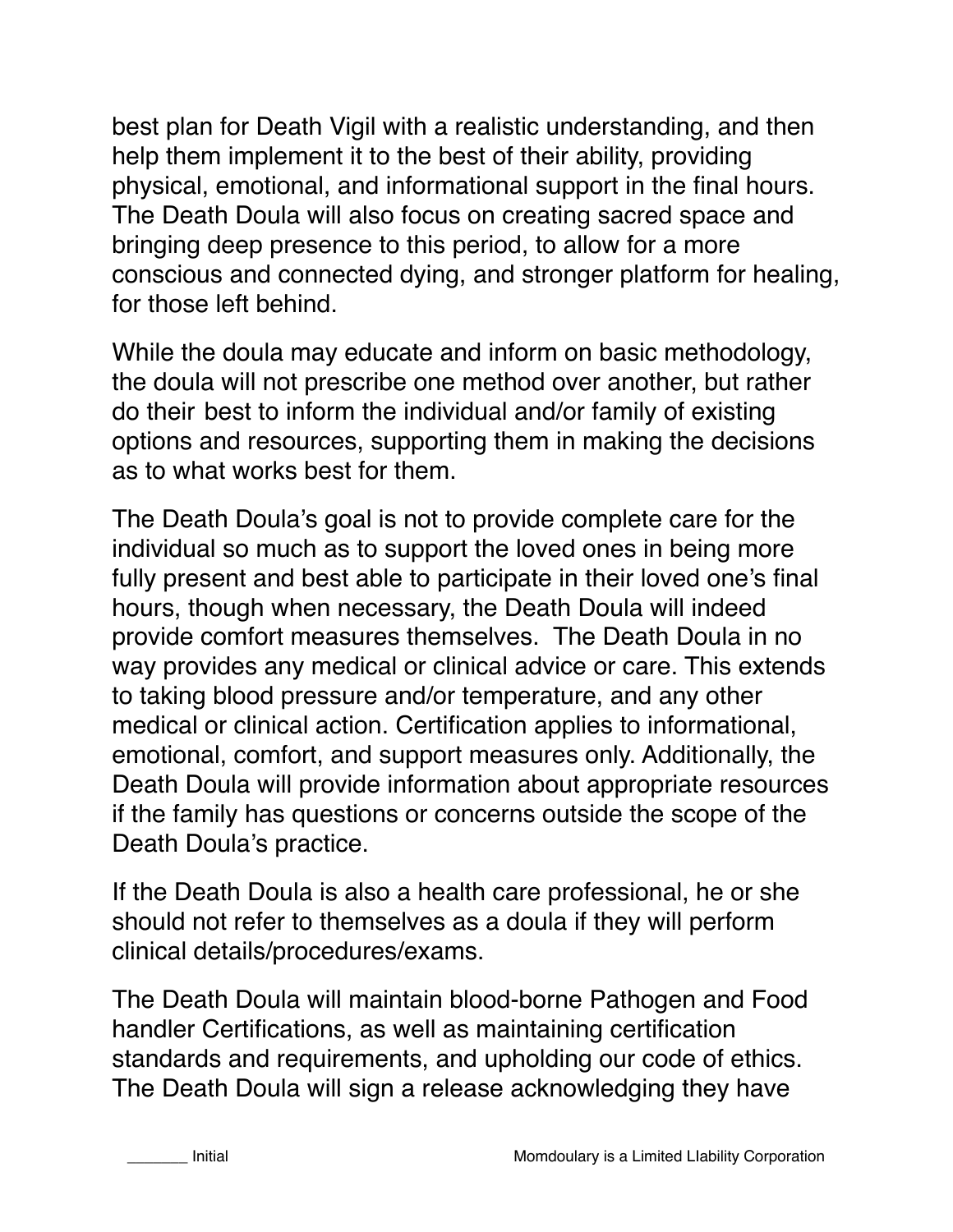best plan for Death Vigil with a realistic understanding, and then help them implement it to the best of their ability, providing physical, emotional, and informational support in the final hours. The Death Doula will also focus on creating sacred space and bringing deep presence to this period, to allow for a more conscious and connected dying, and stronger platform for healing, for those left behind.

While the doula may educate and inform on basic methodology, the doula will not prescribe one method over another, but rather do their best to inform the individual and/or family of existing options and resources, supporting them in making the decisions as to what works best for them.

The Death Doula's goal is not to provide complete care for the individual so much as to support the loved ones in being more fully present and best able to participate in their loved one's final hours, though when necessary, the Death Doula will indeed provide comfort measures themselves. The Death Doula in no way provides any medical or clinical advice or care. This extends to taking blood pressure and/or temperature, and any other medical or clinical action. Certification applies to informational, emotional, comfort, and support measures only. Additionally, the Death Doula will provide information about appropriate resources if the family has questions or concerns outside the scope of the Death Doula's practice.

If the Death Doula is also a health care professional, he or she should not refer to themselves as a doula if they will perform clinical details/procedures/exams.

The Death Doula will maintain blood-borne Pathogen and Food handler Certifications, as well as maintaining certification standards and requirements, and upholding our code of ethics. The Death Doula will sign a release acknowledging they have

_______ Initial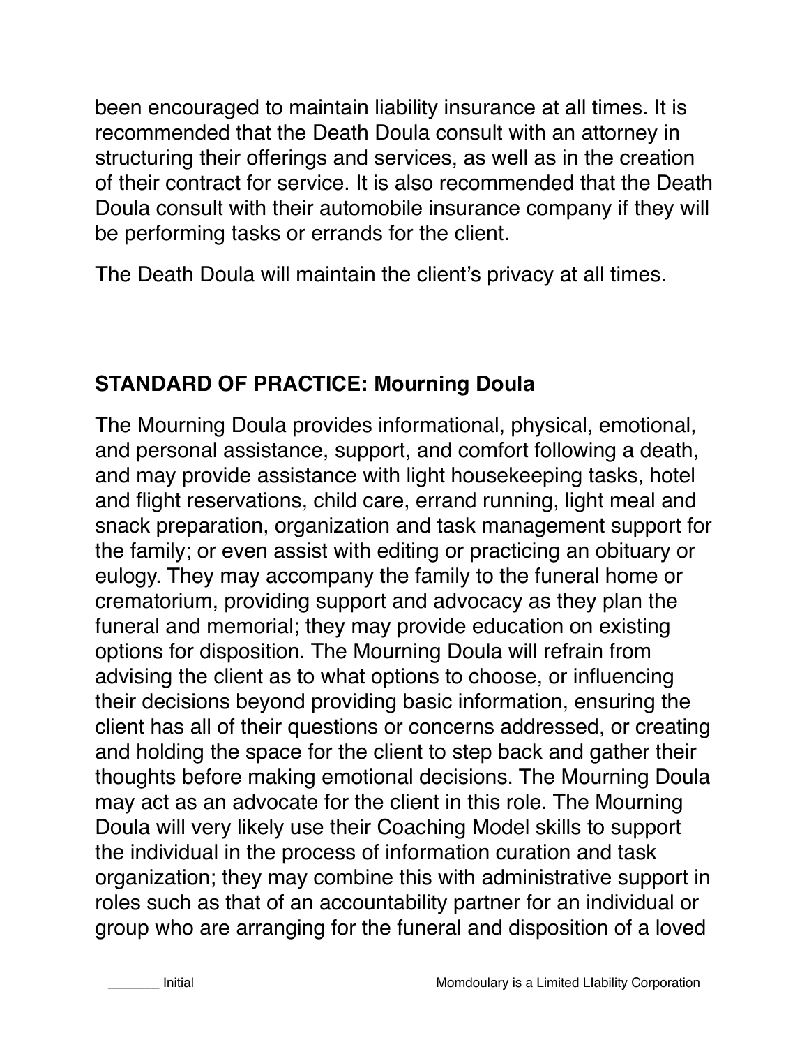been encouraged to maintain liability insurance at all times. It is recommended that the Death Doula consult with an attorney in structuring their offerings and services, as well as in the creation of their contract for service. It is also recommended that the Death Doula consult with their automobile insurance company if they will be performing tasks or errands for the client.

The Death Doula will maintain the client's privacy at all times.

## STANDARD OF PRACTICE: Mourning Doula

The Mourning Doula provides informational, physical, emotional, and personal assistance, support, and comfort following a death, and may provide assistance with light housekeeping tasks, hotel and flight reservations, child care, errand running, light meal and snack preparation, organization and task management support for the family; or even assist with editing or practicing an obituary or eulogy. They may accompany the family to the funeral home or crematorium, providing support and advocacy as they plan the funeral and memorial; they may provide education on existing options for disposition. The Mourning Doula will refrain from advising the client as to what options to choose, or influencing their decisions beyond providing basic information, ensuring the client has all of their questions or concerns addressed, or creating and holding the space for the client to step back and gather their thoughts before making emotional decisions. The Mourning Doula may act as an advocate for the client in this role. The Mourning Doula will very likely use their Coaching Model skills to support the individual in the process of information curation and task organization; they may combine this with administrative support in roles such as that of an accountability partner for an individual or group who are arranging for the funeral and disposition of a loved

_______ Initial                                        Momdoulary is a Limited LIability Corporation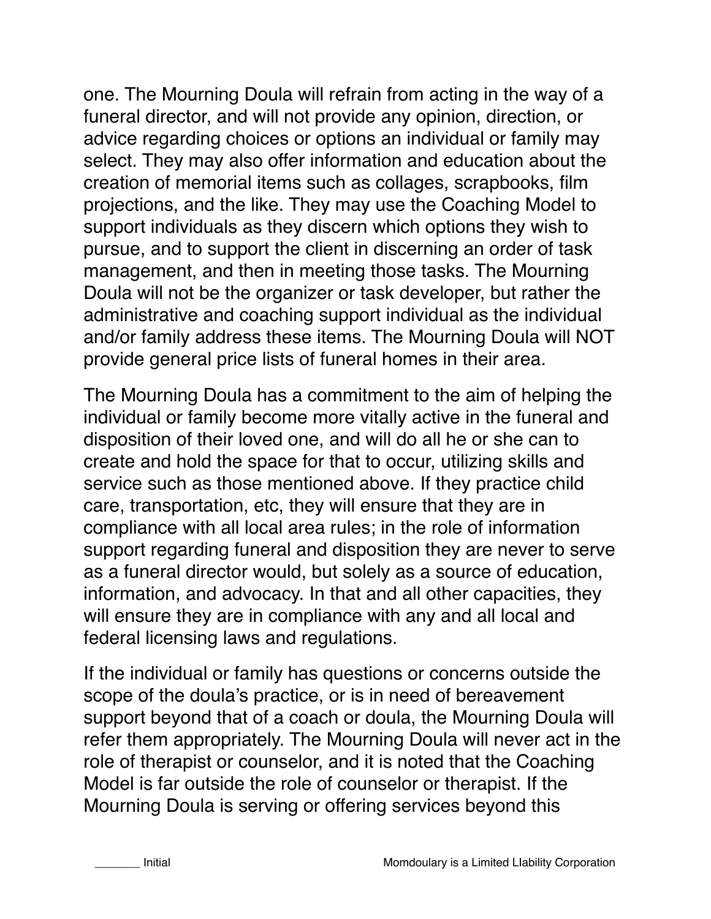one. The Mourning Doula will refrain from acting in the way of a funeral director, and will not provide any opinion, direction, or advice regarding choices or options an individual or family may select. They may also offer information and education about the creation of memorial items such as collages, scrapbooks, film projections, and the like. They may use the Coaching Model to support individuals as they discern which options they wish to pursue, and to support the client in discerning an order of task management, and then in meeting those tasks. The Mourning Doula will not be the organizer or task developer, but rather the administrative and coaching support individual as the individual and/or family address these items. The Mourning Doula will NOT provide general price lists of funeral homes in their area.

The Mourning Doula has a commitment to the aim of helping the individual or family become more vitally active in the funeral and disposition of their loved one, and will do all he or she can to create and hold the space for that to occur, utilizing skills and service such as those mentioned above. If they practice child care, transportation, etc, they will ensure that they are in compliance with all local area rules; in the role of information support regarding funeral and disposition they are never to serve as a funeral director would, but solely as a source of education, information, and advocacy. In that and all other capacities, they will ensure they are in compliance with any and all local and federal licensing laws and regulations.

If the individual or family has questions or concerns outside the scope of the doula's practice, or is in need of bereavement support beyond that of a coach or doula, the Mourning Doula will refer them appropriately. The Mourning Doula will never act in the role of therapist or counselor, and it is noted that the Coaching Model is far outside the role of counselor or therapist. If the Mourning Doula is serving or offering services beyond this

_______ Initial

Momdoulary is a Limited LIability Corporation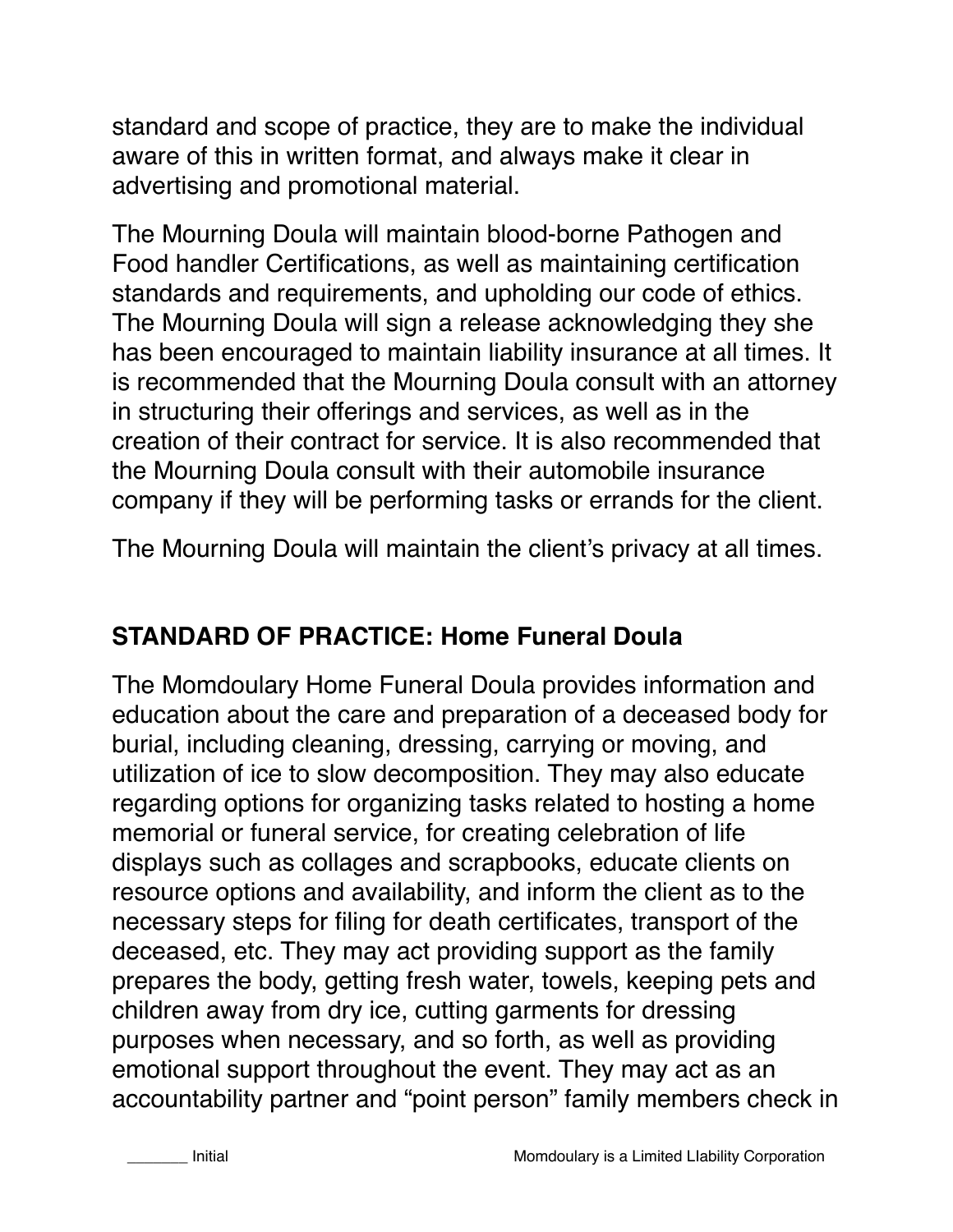standard and scope of practice, they are to make the individual aware of this in written format, and always make it clear in advertising and promotional material.

The Mourning Doula will maintain blood-borne Pathogen and Food handler Certifications, as well as maintaining certification standards and requirements, and upholding our code of ethics. The Mourning Doula will sign a release acknowledging they she has been encouraged to maintain liability insurance at all times. It is recommended that the Mourning Doula consult with an attorney in structuring their offerings and services, as well as in the creation of their contract for service. It is also recommended that the Mourning Doula consult with their automobile insurance company if they will be performing tasks or errands for the client.

The Mourning Doula will maintain the client's privacy at all times.

## STANDARD OF PRACTICE: Home Funeral Doula

The Momdoulary Home Funeral Doula provides information and education about the care and preparation of a deceased body for burial, including cleaning, dressing, carrying or moving, and utilization of ice to slow decomposition. They may also educate regarding options for organizing tasks related to hosting a home memorial or funeral service, for creating celebration of life displays such as collages and scrapbooks, educate clients on resource options and availability, and inform the client as to the necessary steps for filing for death certificates, transport of the deceased, etc. They may act providing support as the family prepares the body, getting fresh water, towels, keeping pets and children away from dry ice, cutting garments for dressing purposes when necessary, and so forth, as well as providing emotional support throughout the event. They may act as an accountability partner and "point person" family members check in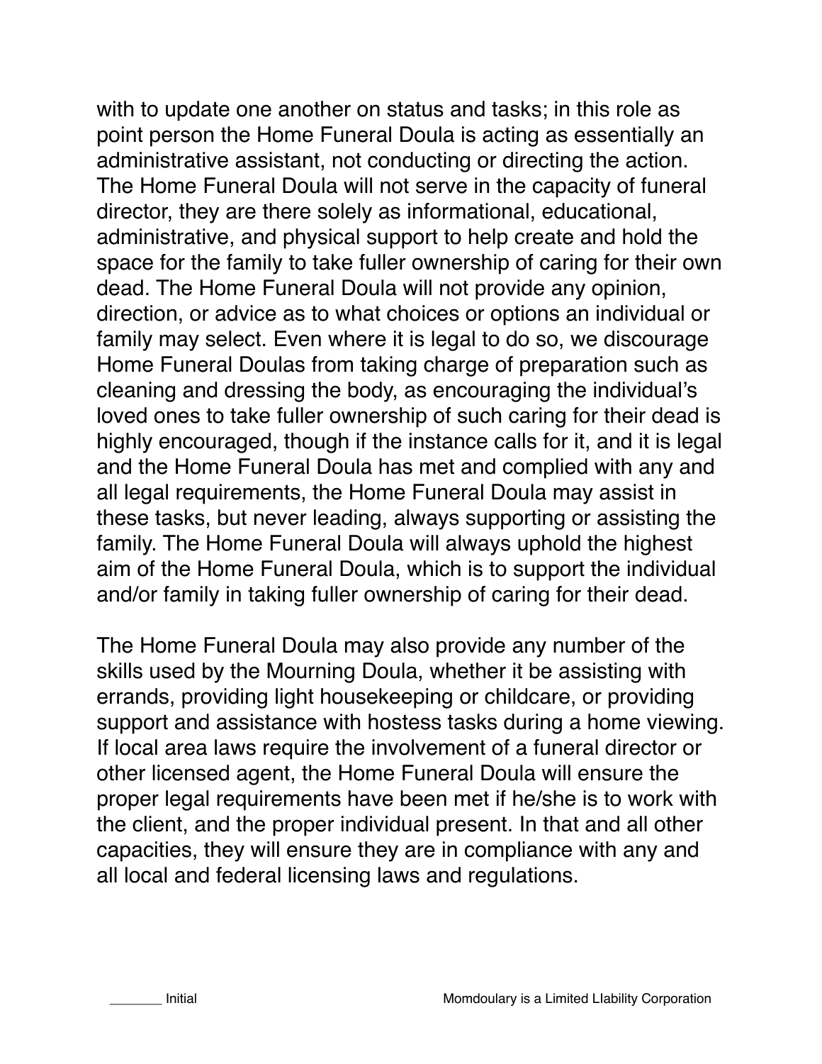with to update one another on status and tasks; in this role as point person the Home Funeral Doula is acting as essentially an administrative assistant, not conducting or directing the action. The Home Funeral Doula will not serve in the capacity of funeral director, they are there solely as informational, educational, administrative, and physical support to help create and hold the space for the family to take fuller ownership of caring for their own dead. The Home Funeral Doula will not provide any opinion, direction, or advice as to what choices or options an individual or family may select. Even where it is legal to do so, we discourage Home Funeral Doulas from taking charge of preparation such as cleaning and dressing the body, as encouraging the individual's loved ones to take fuller ownership of such caring for their dead is highly encouraged, though if the instance calls for it, and it is legal and the Home Funeral Doula has met and complied with any and all legal requirements, the Home Funeral Doula may assist in these tasks, but never leading, always supporting or assisting the family. The Home Funeral Doula will always uphold the highest aim of the Home Funeral Doula, which is to support the individual and/or family in taking fuller ownership of caring for their dead.

The Home Funeral Doula may also provide any number of the skills used by the Mourning Doula, whether it be assisting with errands, providing light housekeeping or childcare, or providing support and assistance with hostess tasks during a home viewing. If local area laws require the involvement of a funeral director or other licensed agent, the Home Funeral Doula will ensure the proper legal requirements have been met if he/she is to work with the client, and the proper individual present. In that and all other capacities, they will ensure they are in compliance with any and all local and federal licensing laws and regulations.

_______ Initial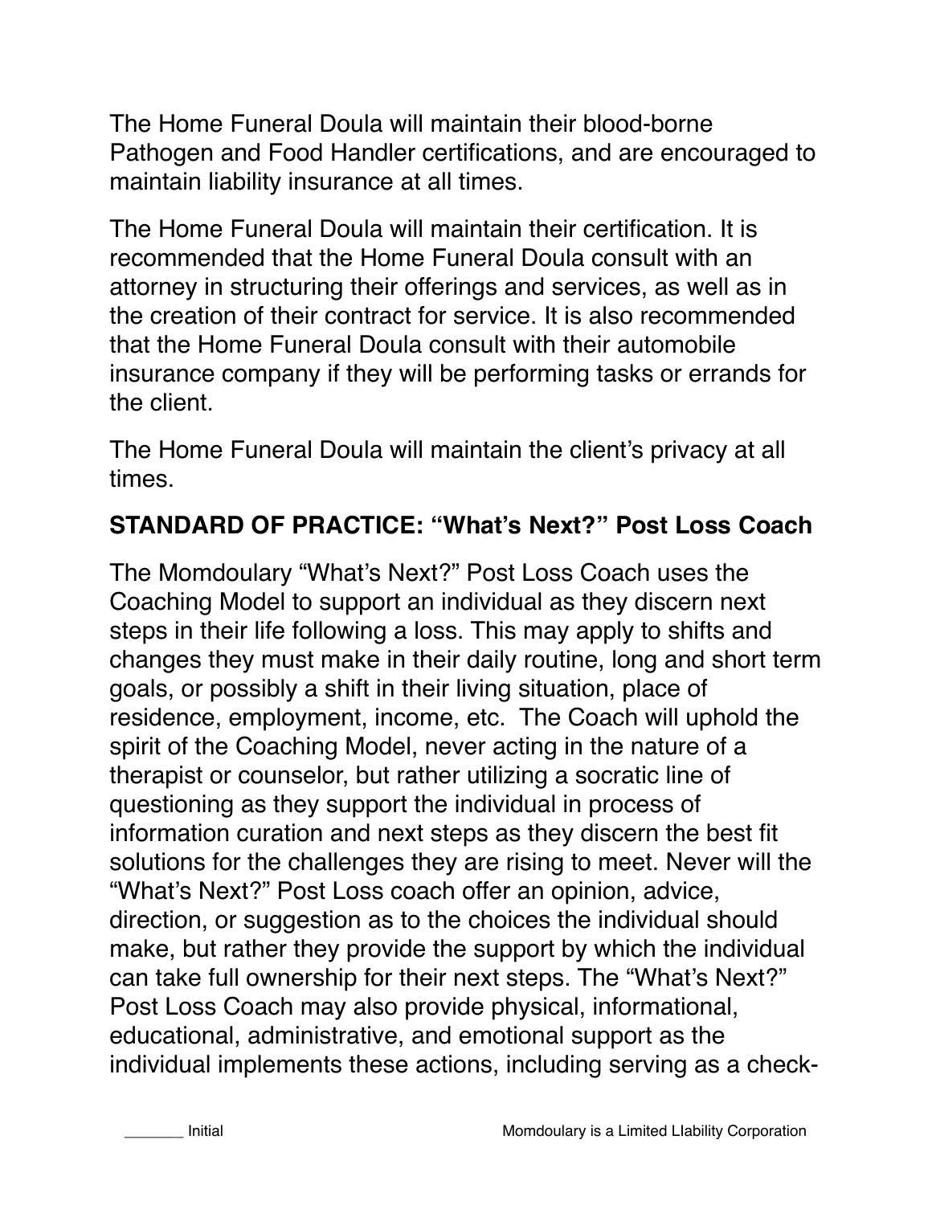The Home Funeral Doula will maintain their blood-borne Pathogen and Food Handler certifications, and are encouraged to maintain liability insurance at all times.

The Home Funeral Doula will maintain their certification. It is recommended that the Home Funeral Doula consult with an attorney in structuring their offerings and services, as well as in the creation of their contract for service. It is also recommended that the Home Funeral Doula consult with their automobile insurance company if they will be performing tasks or errands for the client.

The Home Funeral Doula will maintain the client's privacy at all times.

## STANDARD OF PRACTICE: "What's Next?" Post Loss Coach

The Momdoulary "What's Next?" Post Loss Coach uses the Coaching Model to support an individual as they discern next steps in their life following a loss. This may apply to shifts and changes they must make in their daily routine, long and short term goals, or possibly a shift in their living situation, place of residence, employment, income, etc. The Coach will uphold the spirit of the Coaching Model, never acting in the nature of a therapist or counselor, but rather utilizing a socratic line of questioning as they support the individual in process of information curation and next steps as they discern the best fit solutions for the challenges they are rising to meet. Never will the "What's Next?" Post Loss coach offer an opinion, advice, direction, or suggestion as to the choices the individual should make, but rather they provide the support by which the individual can take full ownership for their next steps. The "What's Next?" Post Loss Coach may also provide physical, informational, educational, administrative, and emotional support as the individual implements these actions, including serving as a check-

_______ Initial

Momdoulary is a Limited LIability Corporation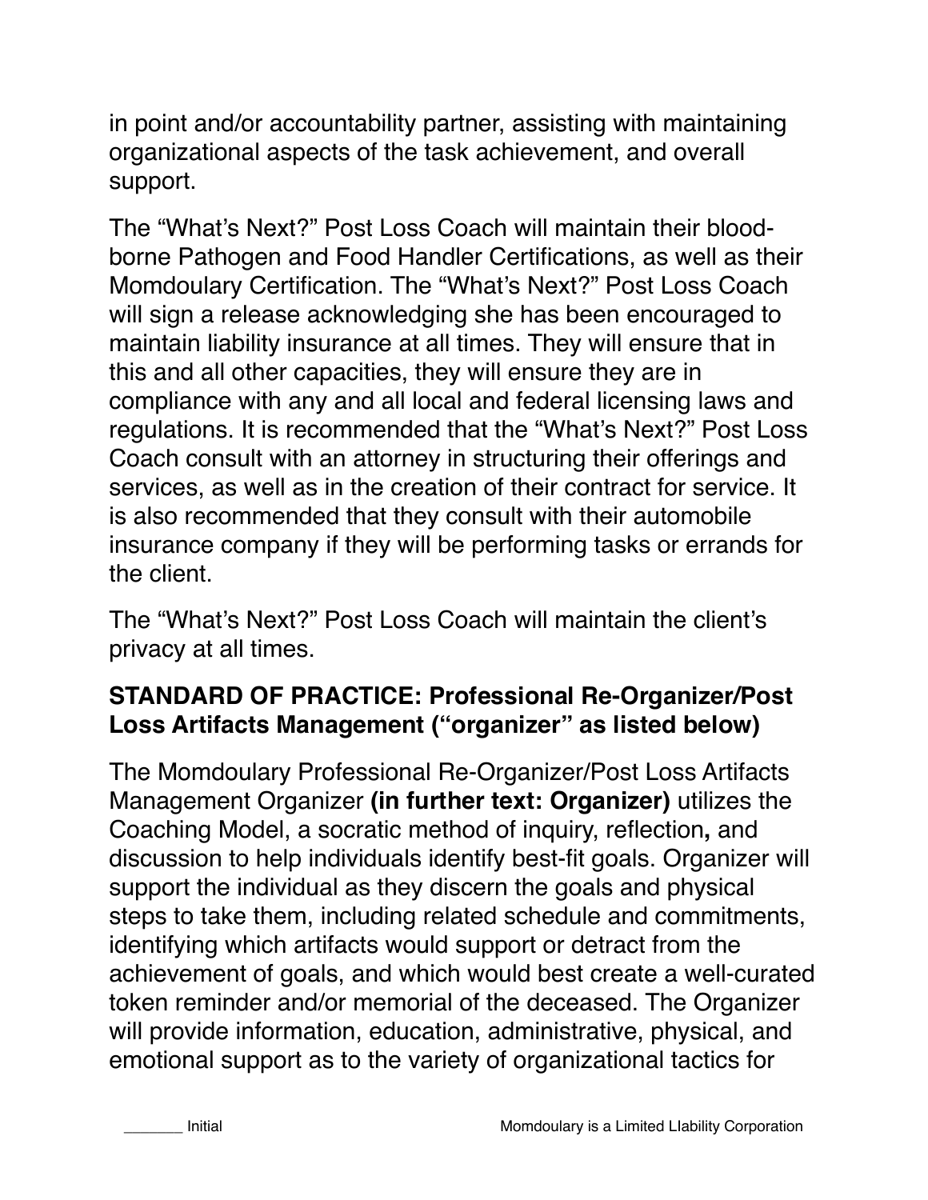in point and/or accountability partner, assisting with maintaining organizational aspects of the task achievement, and overall support.

The "What's Next?" Post Loss Coach will maintain their blood-borne Pathogen and Food Handler Certifications, as well as their Momdoulary Certification. The "What's Next?" Post Loss Coach will sign a release acknowledging she has been encouraged to maintain liability insurance at all times. They will ensure that in this and all other capacities, they will ensure they are in compliance with any and all local and federal licensing laws and regulations. It is recommended that the "What's Next?" Post Loss Coach consult with an attorney in structuring their offerings and services, as well as in the creation of their contract for service. It is also recommended that they consult with their automobile insurance company if they will be performing tasks or errands for the client.

The "What's Next?" Post Loss Coach will maintain the client's privacy at all times.

## STANDARD OF PRACTICE: Professional Re-Organizer/Post Loss Artifacts Management ("organizer" as listed below)

The Momdoulary Professional Re-Organizer/Post Loss Artifacts Management Organizer **(in further text: Organizer)** utilizes the Coaching Model, a socratic method of inquiry, reflection**,** and discussion to help individuals identify best-fit goals. Organizer will support the individual as they discern the goals and physical steps to take them, including related schedule and commitments, identifying which artifacts would support or detract from the achievement of goals, and which would best create a well-curated token reminder and/or memorial of the deceased. The Organizer will provide information, education, administrative, physical, and emotional support as to the variety of organizational tactics for

_______ Initial

Momdoulary is a Limited LIability Corporation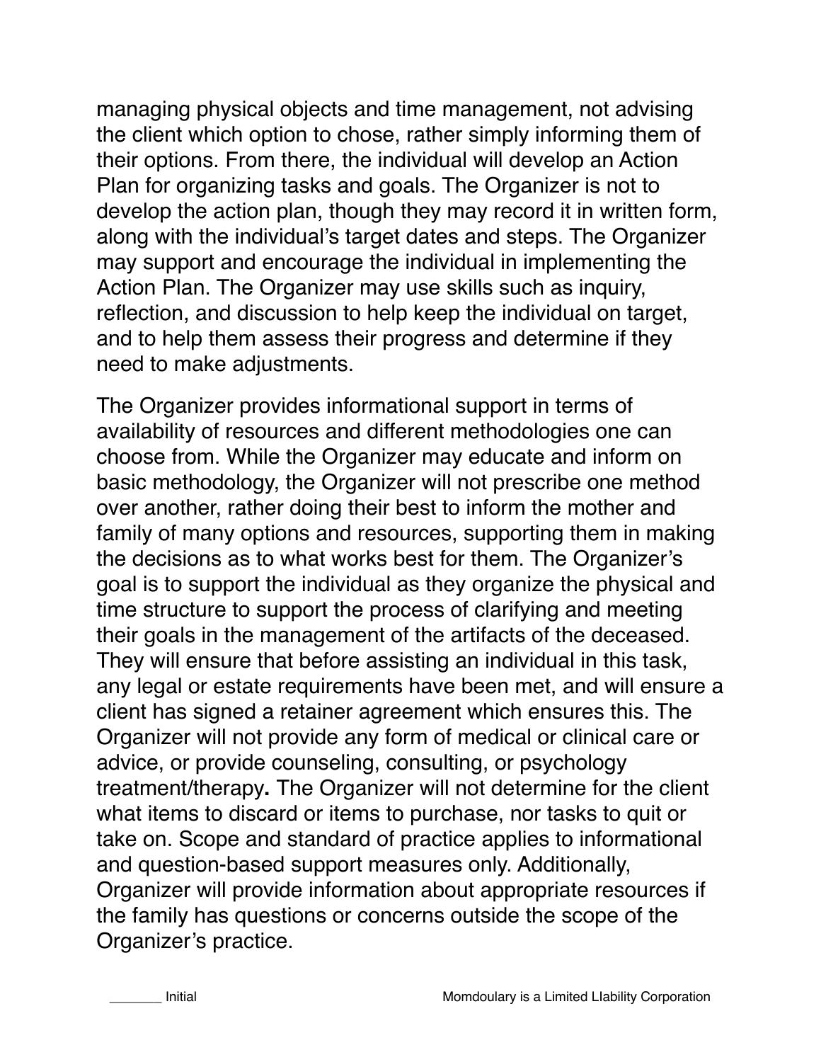managing physical objects and time management, not advising the client which option to chose, rather simply informing them of their options. From there, the individual will develop an Action Plan for organizing tasks and goals. The Organizer is not to develop the action plan, though they may record it in written form, along with the individual's target dates and steps. The Organizer may support and encourage the individual in implementing the Action Plan. The Organizer may use skills such as inquiry, reflection, and discussion to help keep the individual on target, and to help them assess their progress and determine if they need to make adjustments.

The Organizer provides informational support in terms of availability of resources and different methodologies one can choose from. While the Organizer may educate and inform on basic methodology, the Organizer will not prescribe one method over another, rather doing their best to inform the mother and family of many options and resources, supporting them in making the decisions as to what works best for them. The Organizer's goal is to support the individual as they organize the physical and time structure to support the process of clarifying and meeting their goals in the management of the artifacts of the deceased. They will ensure that before assisting an individual in this task, any legal or estate requirements have been met, and will ensure a client has signed a retainer agreement which ensures this. The Organizer will not provide any form of medical or clinical care or advice, or provide counseling, consulting, or psychology treatment/therapy**.** The Organizer will not determine for the client what items to discard or items to purchase, nor tasks to quit or take on. Scope and standard of practice applies to informational and question-based support measures only. Additionally, Organizer will provide information about appropriate resources if the family has questions or concerns outside the scope of the Organizer's practice.

_______ Initial

Momdoulary is a Limited LIability Corporation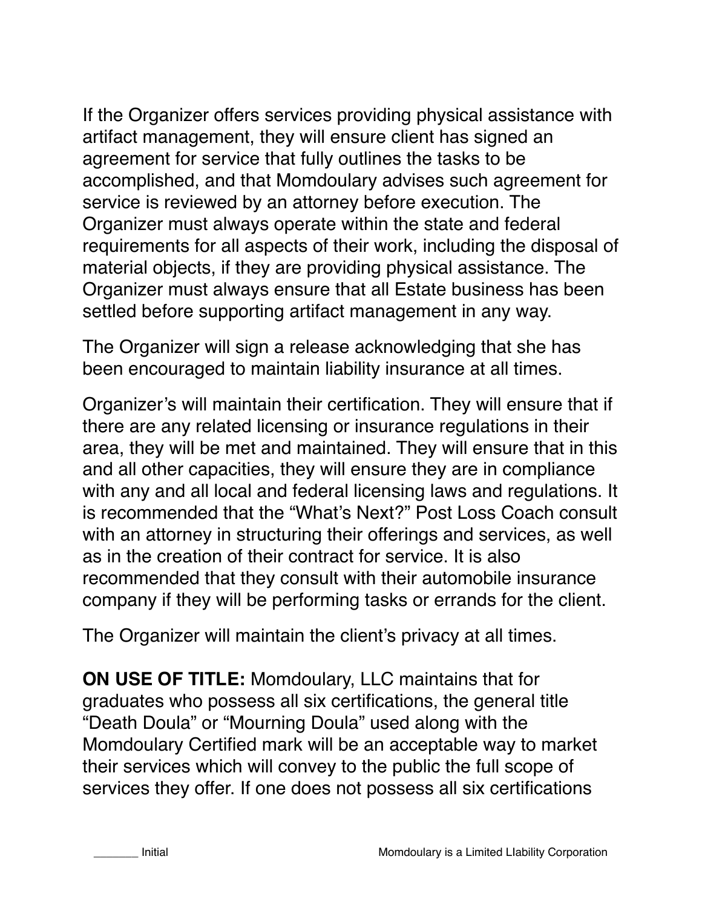If the Organizer offers services providing physical assistance with artifact management, they will ensure client has signed an agreement for service that fully outlines the tasks to be accomplished, and that Momdoulary advises such agreement for service is reviewed by an attorney before execution. The Organizer must always operate within the state and federal requirements for all aspects of their work, including the disposal of material objects, if they are providing physical assistance. The Organizer must always ensure that all Estate business has been settled before supporting artifact management in any way.

The Organizer will sign a release acknowledging that she has been encouraged to maintain liability insurance at all times.

Organizer's will maintain their certification. They will ensure that if there are any related licensing or insurance regulations in their area, they will be met and maintained. They will ensure that in this and all other capacities, they will ensure they are in compliance with any and all local and federal licensing laws and regulations. It is recommended that the "What's Next?" Post Loss Coach consult with an attorney in structuring their offerings and services, as well as in the creation of their contract for service. It is also recommended that they consult with their automobile insurance company if they will be performing tasks or errands for the client.

The Organizer will maintain the client's privacy at all times.

**ON USE OF TITLE:** Momdoulary, LLC maintains that for graduates who possess all six certifications, the general title "Death Doula" or "Mourning Doula" used along with the Momdoulary Certified mark will be an acceptable way to market their services which will convey to the public the full scope of services they offer. If one does not possess all six certifications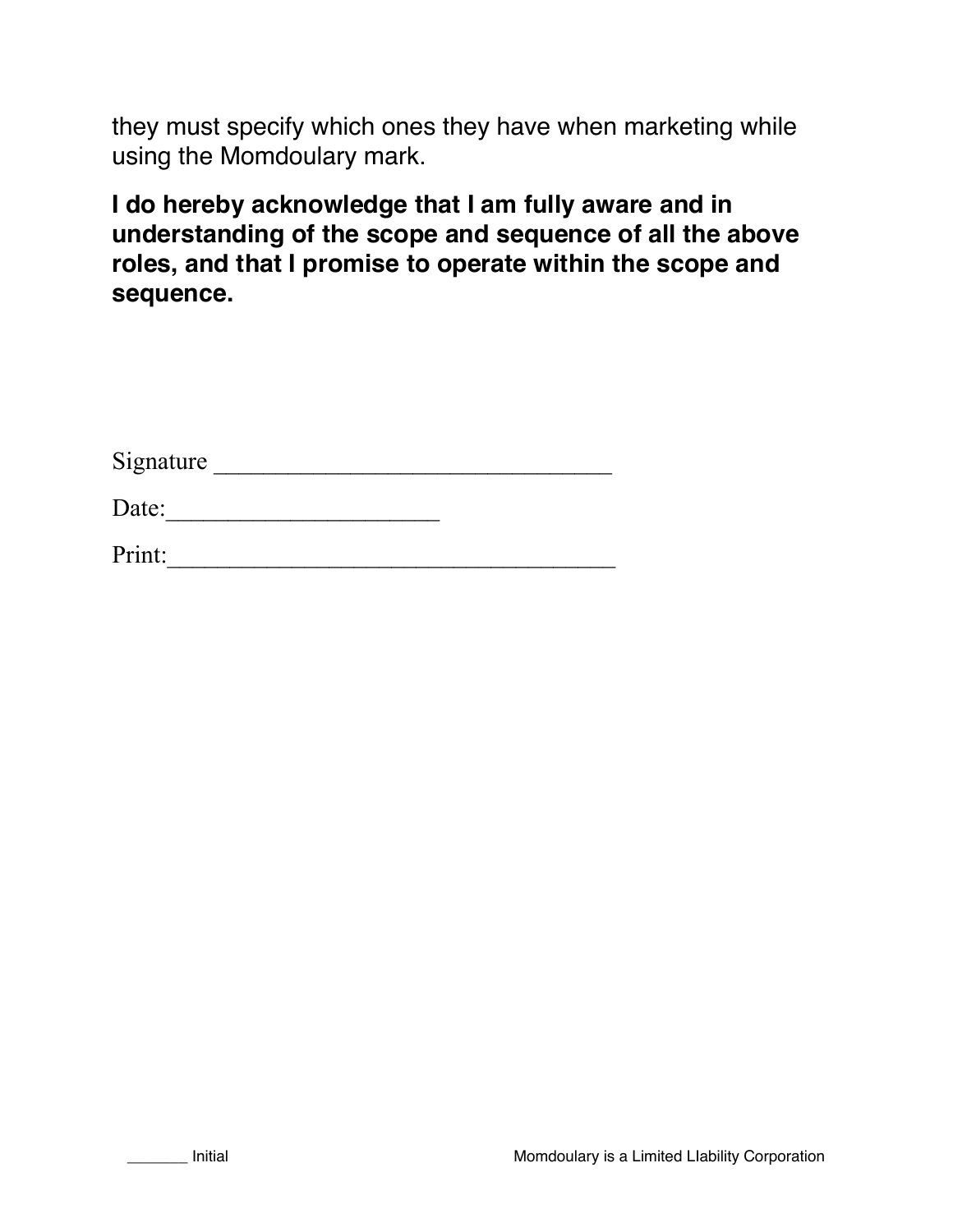they must specify which ones they have when marketing while using the Momdoulary mark.

**I do hereby acknowledge that I am fully aware and in understanding of the scope and sequence of all the above roles, and that I promise to operate within the scope and sequence.**

Signature ________________________________

Date:______________________

Print:____________________________________

_______ Initial

Momdoulary is a Limited LIability Corporation